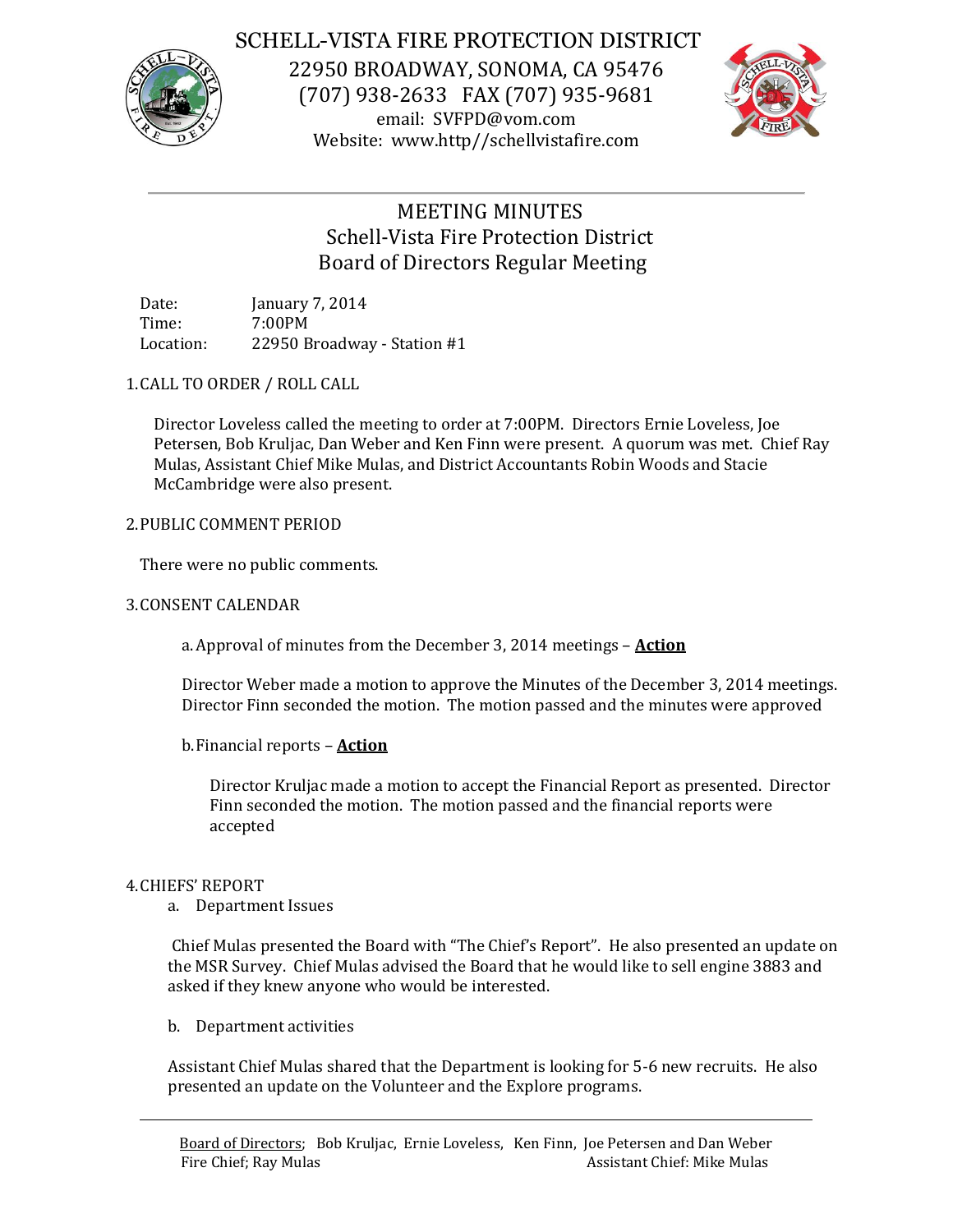# SCHELL-VISTA FIRE PROTECTION DISTRICT

22950 BROADWAY, SONOMA, CA 95476
(707) 938-2633 FAX (707) 935-9681
email: SVFPD@vom.com
Website: www.http//schellvistafire.com

## MEETING MINUTES
## Schell-Vista Fire Protection District
## Board of Directors Regular Meeting

Date: January 7, 2014
Time: 7:00PM
Location: 22950 Broadway - Station #1

1. CALL TO ORDER / ROLL CALL

Director Loveless called the meeting to order at 7:00PM. Directors Ernie Loveless, Joe Petersen, Bob Kruljac, Dan Weber and Ken Finn were present. A quorum was met. Chief Ray Mulas, Assistant Chief Mike Mulas, and District Accountants Robin Woods and Stacie McCambridge were also present.

2. PUBLIC COMMENT PERIOD

There were no public comments.

3. CONSENT CALENDAR

a. Approval of minutes from the December 3, 2014 meetings – **Action**

Director Weber made a motion to approve the Minutes of the December 3, 2014 meetings. Director Finn seconded the motion. The motion passed and the minutes were approved

b. Financial reports – **Action**

Director Kruljac made a motion to accept the Financial Report as presented. Director Finn seconded the motion. The motion passed and the financial reports were accepted

4. CHIEFS' REPORT

a. Department Issues

Chief Mulas presented the Board with "The Chief's Report". He also presented an update on the MSR Survey. Chief Mulas advised the Board that he would like to sell engine 3883 and asked if they knew anyone who would be interested.

b. Department activities

Assistant Chief Mulas shared that the Department is looking for 5-6 new recruits. He also presented an update on the Volunteer and the Explore programs.

---

Board of Directors; Bob Kruljac, Ernie Loveless, Ken Finn, Joe Petersen and Dan Weber
Fire Chief; Ray Mulas Assistant Chief: Mike Mulas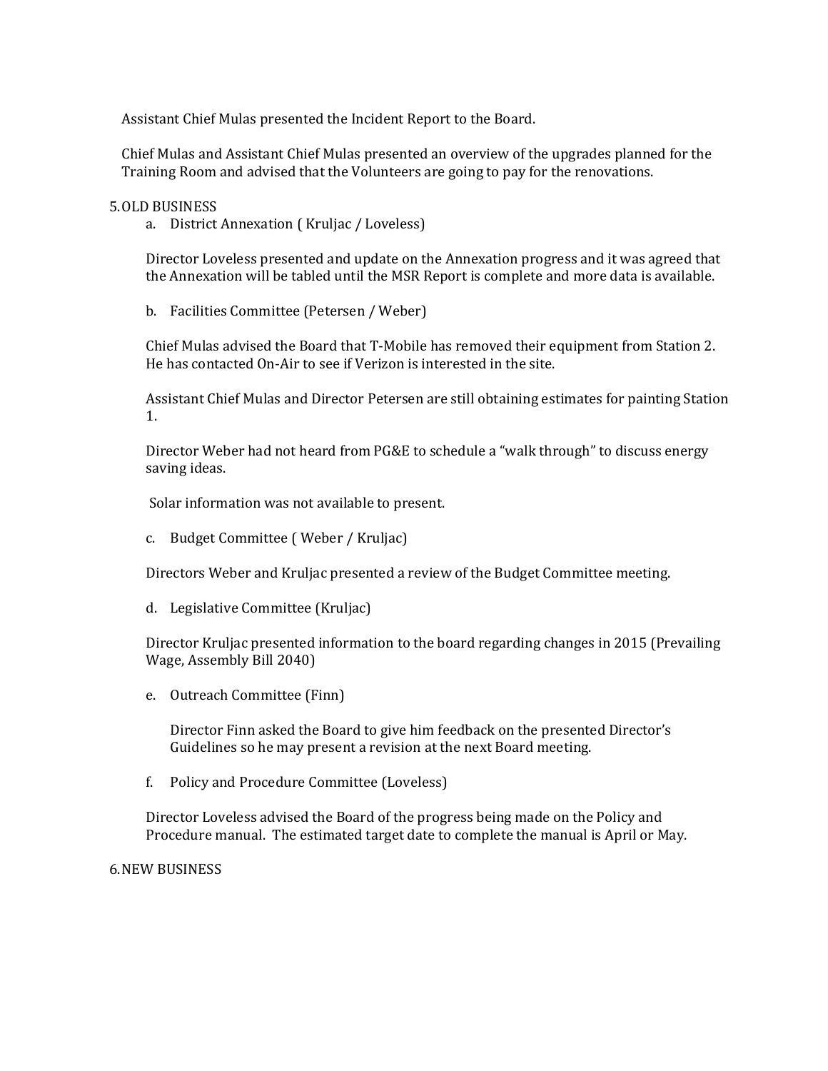Assistant Chief Mulas presented the Incident Report to the Board.

Chief Mulas and Assistant Chief Mulas presented an overview of the upgrades planned for the Training Room and advised that the Volunteers are going to pay for the renovations.

5. OLD BUSINESS

a. District Annexation ( Kruljac / Loveless)

Director Loveless presented and update on the Annexation progress and it was agreed that the Annexation will be tabled until the MSR Report is complete and more data is available.

b. Facilities Committee (Petersen / Weber)

Chief Mulas advised the Board that T-Mobile has removed their equipment from Station 2. He has contacted On-Air to see if Verizon is interested in the site.

Assistant Chief Mulas and Director Petersen are still obtaining estimates for painting Station 1.

Director Weber had not heard from PG&E to schedule a "walk through" to discuss energy saving ideas.

Solar information was not available to present.

c. Budget Committee ( Weber / Kruljac)

Directors Weber and Kruljac presented a review of the Budget Committee meeting.

d. Legislative Committee (Kruljac)

Director Kruljac presented information to the board regarding changes in 2015 (Prevailing Wage, Assembly Bill 2040)

e. Outreach Committee (Finn)

Director Finn asked the Board to give him feedback on the presented Director's Guidelines so he may present a revision at the next Board meeting.

f. Policy and Procedure Committee (Loveless)

Director Loveless advised the Board of the progress being made on the Policy and Procedure manual. The estimated target date to complete the manual is April or May.

6. NEW BUSINESS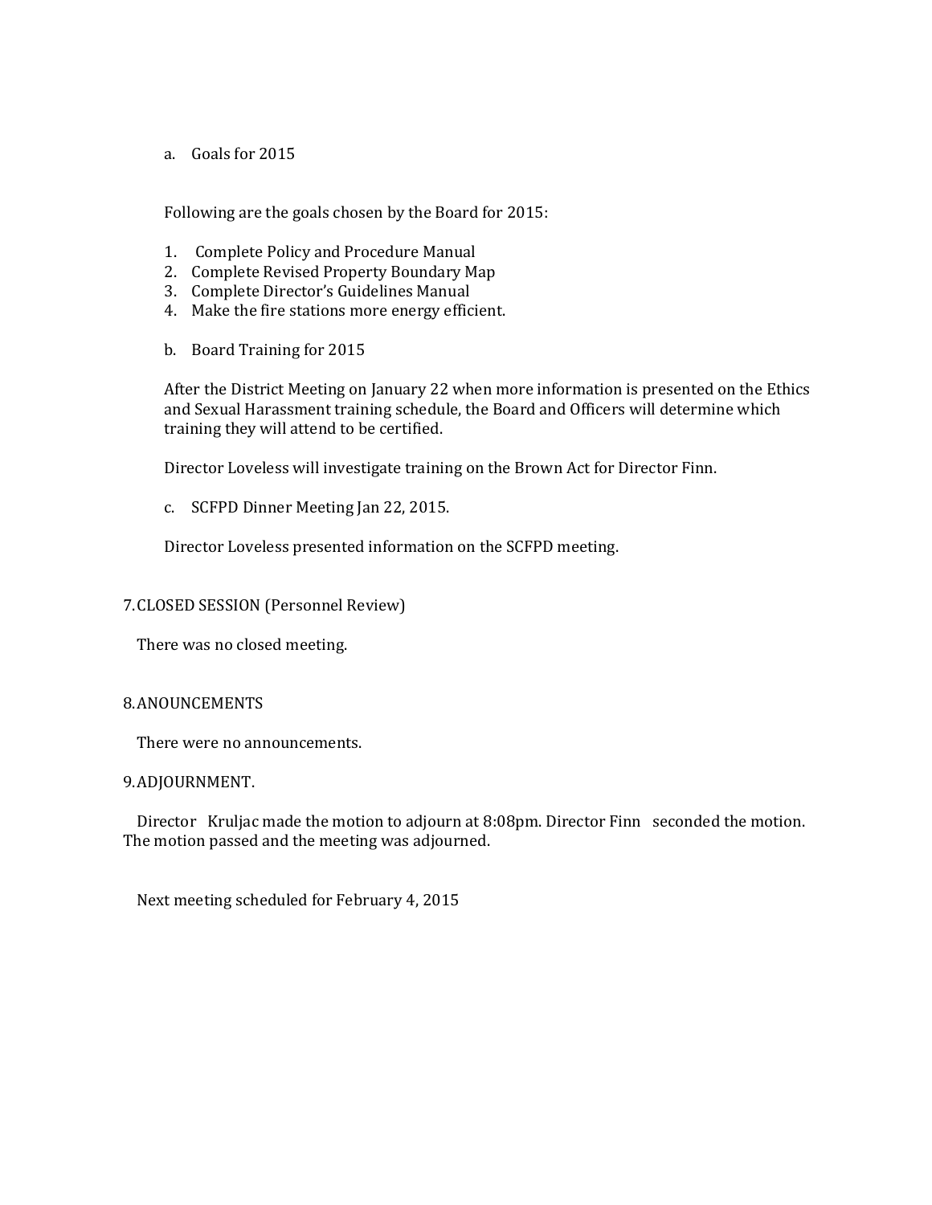a. Goals for 2015

Following are the goals chosen by the Board for 2015:

1. Complete Policy and Procedure Manual
2. Complete Revised Property Boundary Map
3. Complete Director's Guidelines Manual
4. Make the fire stations more energy efficient.

b. Board Training for 2015

After the District Meeting on January 22 when more information is presented on the Ethics and Sexual Harassment training schedule, the Board and Officers will determine which training they will attend to be certified.

Director Loveless will investigate training on the Brown Act for Director Finn.

c. SCFPD Dinner Meeting Jan 22, 2015.

Director Loveless presented information on the SCFPD meeting.

7. CLOSED SESSION (Personnel Review)

There was no closed meeting.

8. ANOUNCEMENTS

There were no announcements.

9. ADJOURNMENT.

Director Kruljac made the motion to adjourn at 8:08pm. Director Finn seconded the motion. The motion passed and the meeting was adjourned.

Next meeting scheduled for February 4, 2015